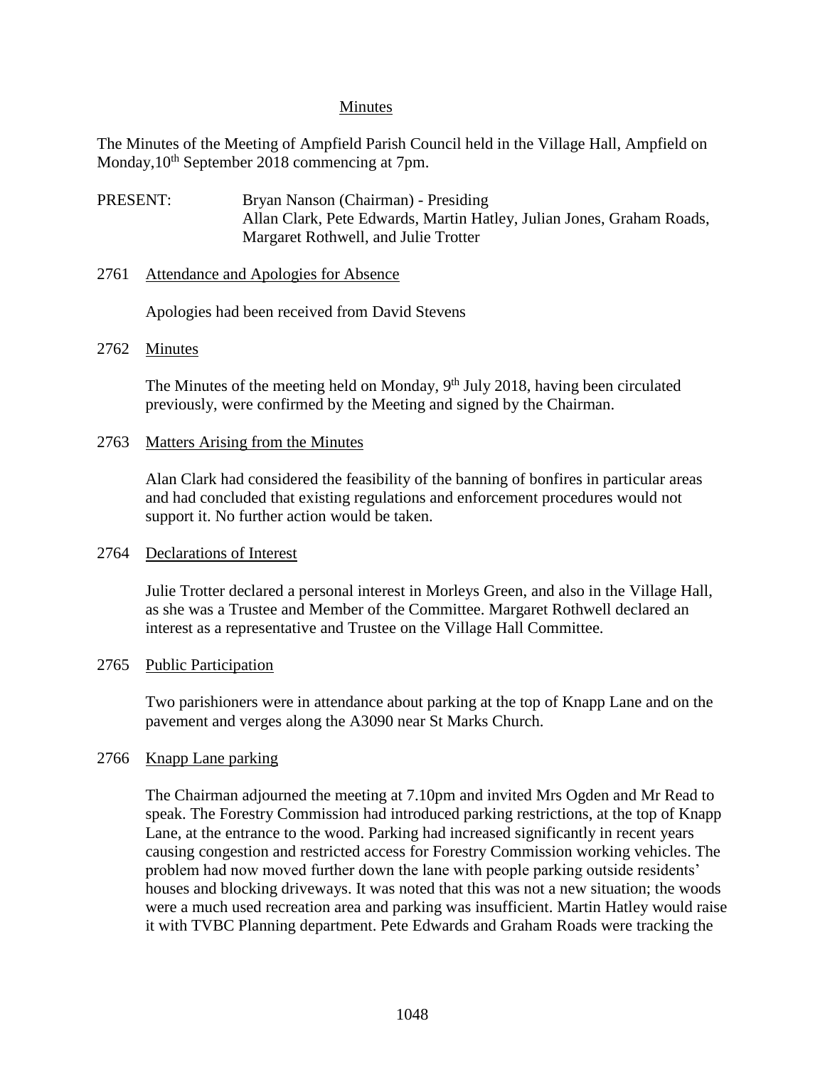# Minutes

The Minutes of the Meeting of Ampfield Parish Council held in the Village Hall, Ampfield on Monday,10th September 2018 commencing at 7pm.

PRESENT: Bryan Nanson (Chairman) - Presiding
Allan Clark, Pete Edwards, Martin Hatley, Julian Jones, Graham Roads, Margaret Rothwell, and Julie Trotter

## 2761 Attendance and Apologies for Absence

Apologies had been received from David Stevens

## 2762 Minutes

The Minutes of the meeting held on Monday, 9th July 2018, having been circulated previously, were confirmed by the Meeting and signed by the Chairman.

## 2763 Matters Arising from the Minutes

Alan Clark had considered the feasibility of the banning of bonfires in particular areas and had concluded that existing regulations and enforcement procedures would not support it. No further action would be taken.

## 2764 Declarations of Interest

Julie Trotter declared a personal interest in Morleys Green, and also in the Village Hall, as she was a Trustee and Member of the Committee. Margaret Rothwell declared an interest as a representative and Trustee on the Village Hall Committee.

## 2765 Public Participation

Two parishioners were in attendance about parking at the top of Knapp Lane and on the pavement and verges along the A3090 near St Marks Church.

## 2766 Knapp Lane parking

The Chairman adjourned the meeting at 7.10pm and invited Mrs Ogden and Mr Read to speak. The Forestry Commission had introduced parking restrictions, at the top of Knapp Lane, at the entrance to the wood. Parking had increased significantly in recent years causing congestion and restricted access for Forestry Commission working vehicles. The problem had now moved further down the lane with people parking outside residents' houses and blocking driveways. It was noted that this was not a new situation; the woods were a much used recreation area and parking was insufficient. Martin Hatley would raise it with TVBC Planning department. Pete Edwards and Graham Roads were tracking the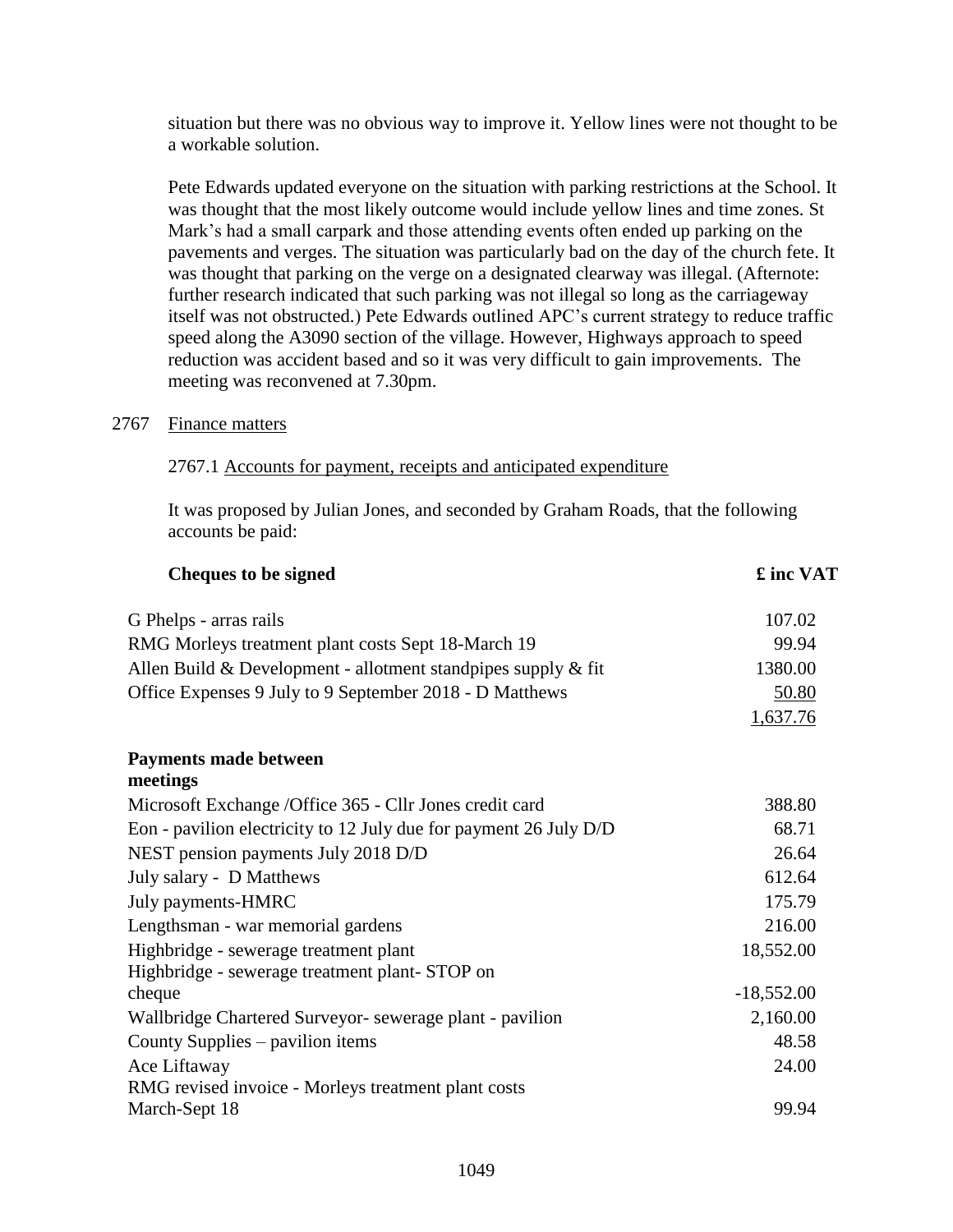situation but there was no obvious way to improve it. Yellow lines were not thought to be a workable solution.

Pete Edwards updated everyone on the situation with parking restrictions at the School. It was thought that the most likely outcome would include yellow lines and time zones. St Mark's had a small carpark and those attending events often ended up parking on the pavements and verges. The situation was particularly bad on the day of the church fete. It was thought that parking on the verge on a designated clearway was illegal. (Afternote: further research indicated that such parking was not illegal so long as the carriageway itself was not obstructed.) Pete Edwards outlined APC's current strategy to reduce traffic speed along the A3090 section of the village. However, Highways approach to speed reduction was accident based and so it was very difficult to gain improvements. The meeting was reconvened at 7.30pm.

2767 Finance matters

2767.1 Accounts for payment, receipts and anticipated expenditure

It was proposed by Julian Jones, and seconded by Graham Roads, that the following accounts be paid:

| **Cheques to be signed** | **£ inc VAT** |
|---|---|
| G Phelps - arras rails | 107.02 |
| RMG Morleys treatment plant costs Sept 18-March 19 | 99.94 |
| Allen Build & Development - allotment standpipes supply & fit | 1380.00 |
| Office Expenses 9 July to 9 September 2018 - D Matthews | 50.80 |
| | 1,637.76 |

| **Payments made between meetings** | |
|---|---|
| Microsoft Exchange /Office 365 - Cllr Jones credit card | 388.80 |
| Eon - pavilion electricity to 12 July due for payment 26 July D/D | 68.71 |
| NEST pension payments July 2018 D/D | 26.64 |
| July salary - D Matthews | 612.64 |
| July payments-HMRC | 175.79 |
| Lengthsman - war memorial gardens | 216.00 |
| Highbridge - sewerage treatment plant | 18,552.00 |
| Highbridge - sewerage treatment plant- STOP on cheque | -18,552.00 |
| Wallbridge Chartered Surveyor- sewerage plant - pavilion | 2,160.00 |
| County Supplies – pavilion items | 48.58 |
| Ace Liftaway | 24.00 |
| RMG revised invoice - Morleys treatment plant costs March-Sept 18 | 99.94 |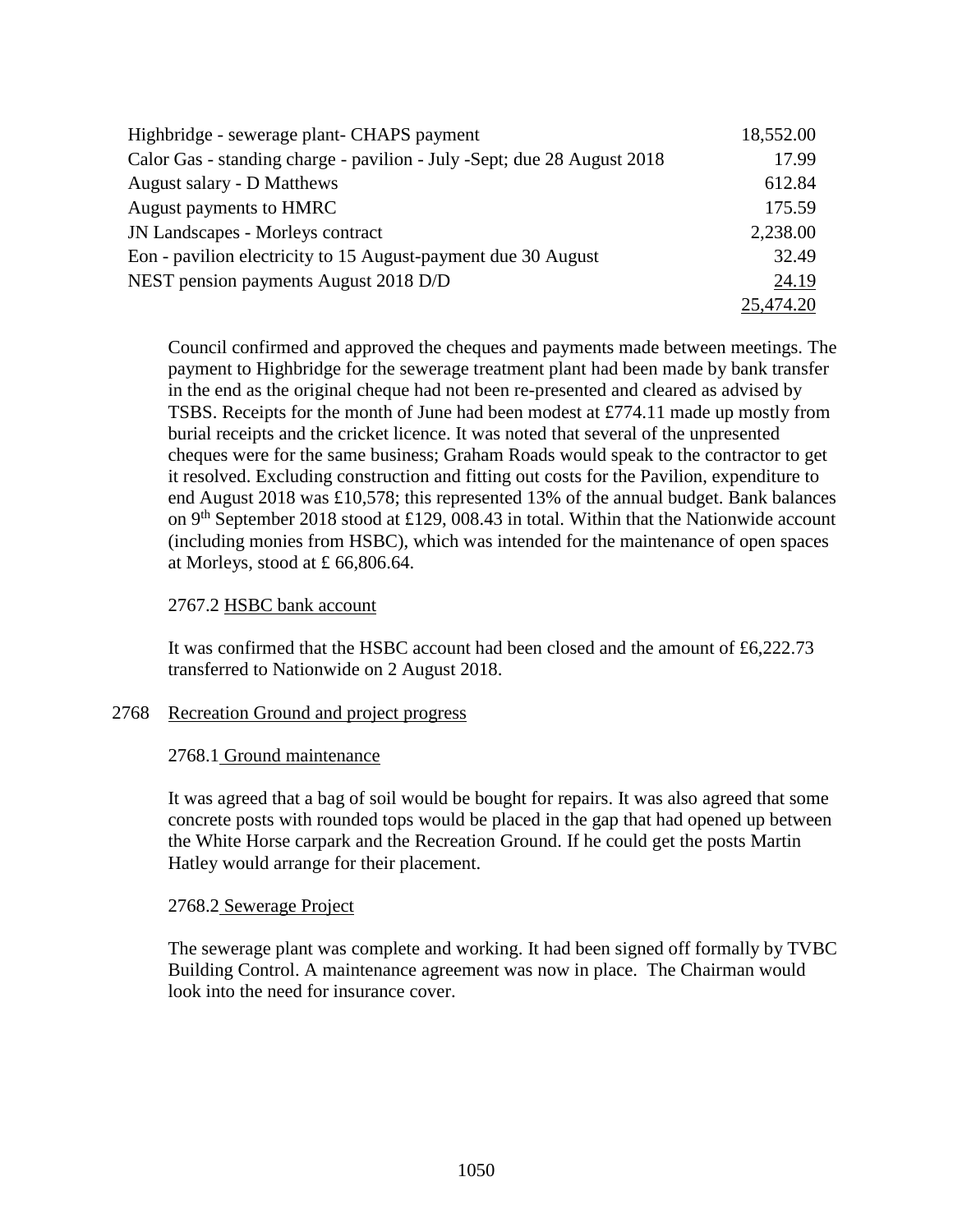| | |
|---|---:|
| Highbridge - sewerage plant- CHAPS payment | 18,552.00 |
| Calor Gas - standing charge - pavilion - July -Sept; due 28 August 2018 | 17.99 |
| August salary - D Matthews | 612.84 |
| August payments to HMRC | 175.59 |
| JN Landscapes - Morleys contract | 2,238.00 |
| Eon - pavilion electricity to 15 August-payment due 30 August | 32.49 |
| NEST pension payments August 2018 D/D | 24.19 |
| | 25,474.20 |

Council confirmed and approved the cheques and payments made between meetings. The payment to Highbridge for the sewerage treatment plant had been made by bank transfer in the end as the original cheque had not been re-presented and cleared as advised by TSBS. Receipts for the month of June had been modest at £774.11 made up mostly from burial receipts and the cricket licence. It was noted that several of the unpresented cheques were for the same business; Graham Roads would speak to the contractor to get it resolved. Excluding construction and fitting out costs for the Pavilion, expenditure to end August 2018 was £10,578; this represented 13% of the annual budget. Bank balances on 9th September 2018 stood at £129, 008.43 in total. Within that the Nationwide account (including monies from HSBC), which was intended for the maintenance of open spaces at Morleys, stood at £ 66,806.64.

2767.2 HSBC bank account

It was confirmed that the HSBC account had been closed and the amount of £6,222.73 transferred to Nationwide on 2 August 2018.

## 2768 Recreation Ground and project progress

2768.1 Ground maintenance

It was agreed that a bag of soil would be bought for repairs. It was also agreed that some concrete posts with rounded tops would be placed in the gap that had opened up between the White Horse carpark and the Recreation Ground. If he could get the posts Martin Hatley would arrange for their placement.

2768.2 Sewerage Project

The sewerage plant was complete and working. It had been signed off formally by TVBC Building Control. A maintenance agreement was now in place. The Chairman would look into the need for insurance cover.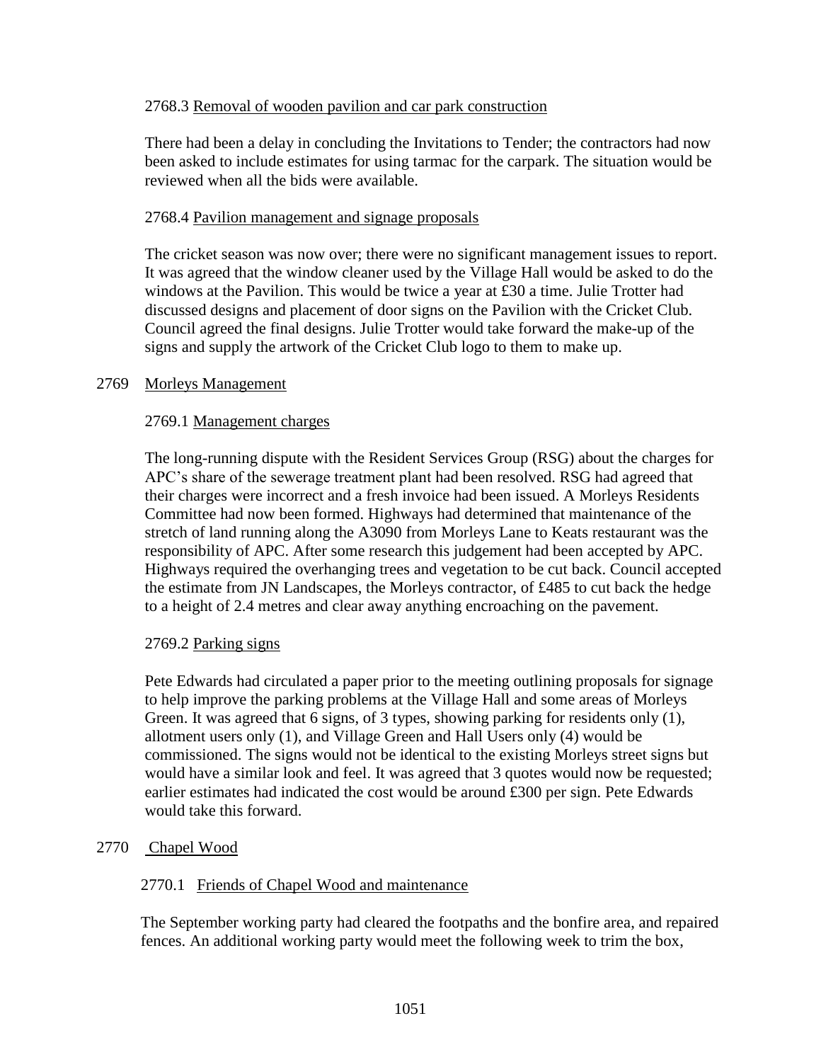2768.3 Removal of wooden pavilion and car park construction

There had been a delay in concluding the Invitations to Tender; the contractors had now been asked to include estimates for using tarmac for the carpark. The situation would be reviewed when all the bids were available.

2768.4 Pavilion management and signage proposals

The cricket season was now over; there were no significant management issues to report. It was agreed that the window cleaner used by the Village Hall would be asked to do the windows at the Pavilion. This would be twice a year at £30 a time. Julie Trotter had discussed designs and placement of door signs on the Pavilion with the Cricket Club. Council agreed the final designs. Julie Trotter would take forward the make-up of the signs and supply the artwork of the Cricket Club logo to them to make up.

2769 Morleys Management

2769.1 Management charges

The long-running dispute with the Resident Services Group (RSG) about the charges for APC's share of the sewerage treatment plant had been resolved. RSG had agreed that their charges were incorrect and a fresh invoice had been issued. A Morleys Residents Committee had now been formed. Highways had determined that maintenance of the stretch of land running along the A3090 from Morleys Lane to Keats restaurant was the responsibility of APC. After some research this judgement had been accepted by APC. Highways required the overhanging trees and vegetation to be cut back. Council accepted the estimate from JN Landscapes, the Morleys contractor, of £485 to cut back the hedge to a height of 2.4 metres and clear away anything encroaching on the pavement.

2769.2 Parking signs

Pete Edwards had circulated a paper prior to the meeting outlining proposals for signage to help improve the parking problems at the Village Hall and some areas of Morleys Green. It was agreed that 6 signs, of 3 types, showing parking for residents only (1), allotment users only (1), and Village Green and Hall Users only (4) would be commissioned. The signs would not be identical to the existing Morleys street signs but would have a similar look and feel. It was agreed that 3 quotes would now be requested; earlier estimates had indicated the cost would be around £300 per sign. Pete Edwards would take this forward.

2770 Chapel Wood

2770.1 Friends of Chapel Wood and maintenance

The September working party had cleared the footpaths and the bonfire area, and repaired fences. An additional working party would meet the following week to trim the box,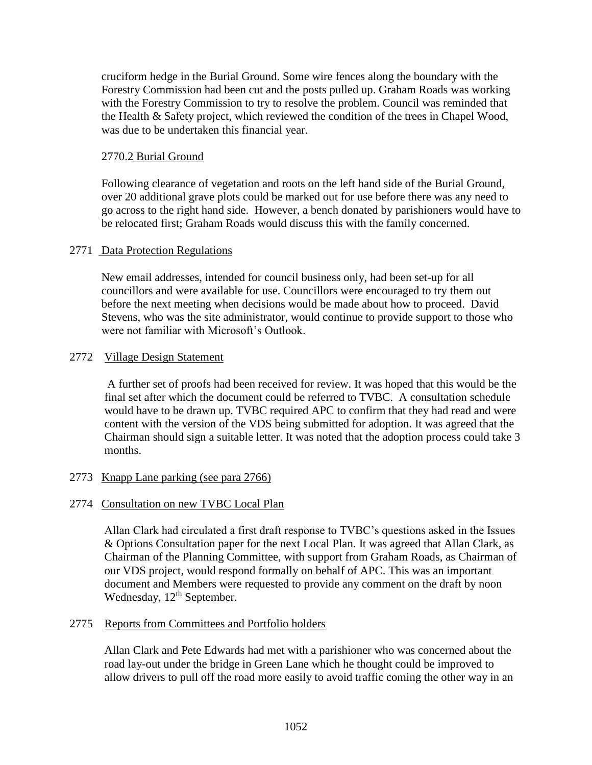cruciform hedge in the Burial Ground. Some wire fences along the boundary with the Forestry Commission had been cut and the posts pulled up. Graham Roads was working with the Forestry Commission to try to resolve the problem. Council was reminded that the Health & Safety project, which reviewed the condition of the trees in Chapel Wood, was due to be undertaken this financial year.

2770.2 Burial Ground

Following clearance of vegetation and roots on the left hand side of the Burial Ground, over 20 additional grave plots could be marked out for use before there was any need to go across to the right hand side. However, a bench donated by parishioners would have to be relocated first; Graham Roads would discuss this with the family concerned.

2771 Data Protection Regulations

New email addresses, intended for council business only, had been set-up for all councillors and were available for use. Councillors were encouraged to try them out before the next meeting when decisions would be made about how to proceed. David Stevens, who was the site administrator, would continue to provide support to those who were not familiar with Microsoft's Outlook.

2772 Village Design Statement

A further set of proofs had been received for review. It was hoped that this would be the final set after which the document could be referred to TVBC. A consultation schedule would have to be drawn up. TVBC required APC to confirm that they had read and were content with the version of the VDS being submitted for adoption. It was agreed that the Chairman should sign a suitable letter. It was noted that the adoption process could take 3 months.

2773 Knapp Lane parking (see para 2766)

2774 Consultation on new TVBC Local Plan

Allan Clark had circulated a first draft response to TVBC's questions asked in the Issues & Options Consultation paper for the next Local Plan. It was agreed that Allan Clark, as Chairman of the Planning Committee, with support from Graham Roads, as Chairman of our VDS project, would respond formally on behalf of APC. This was an important document and Members were requested to provide any comment on the draft by noon Wednesday, 12th September.

2775 Reports from Committees and Portfolio holders

Allan Clark and Pete Edwards had met with a parishioner who was concerned about the road lay-out under the bridge in Green Lane which he thought could be improved to allow drivers to pull off the road more easily to avoid traffic coming the other way in an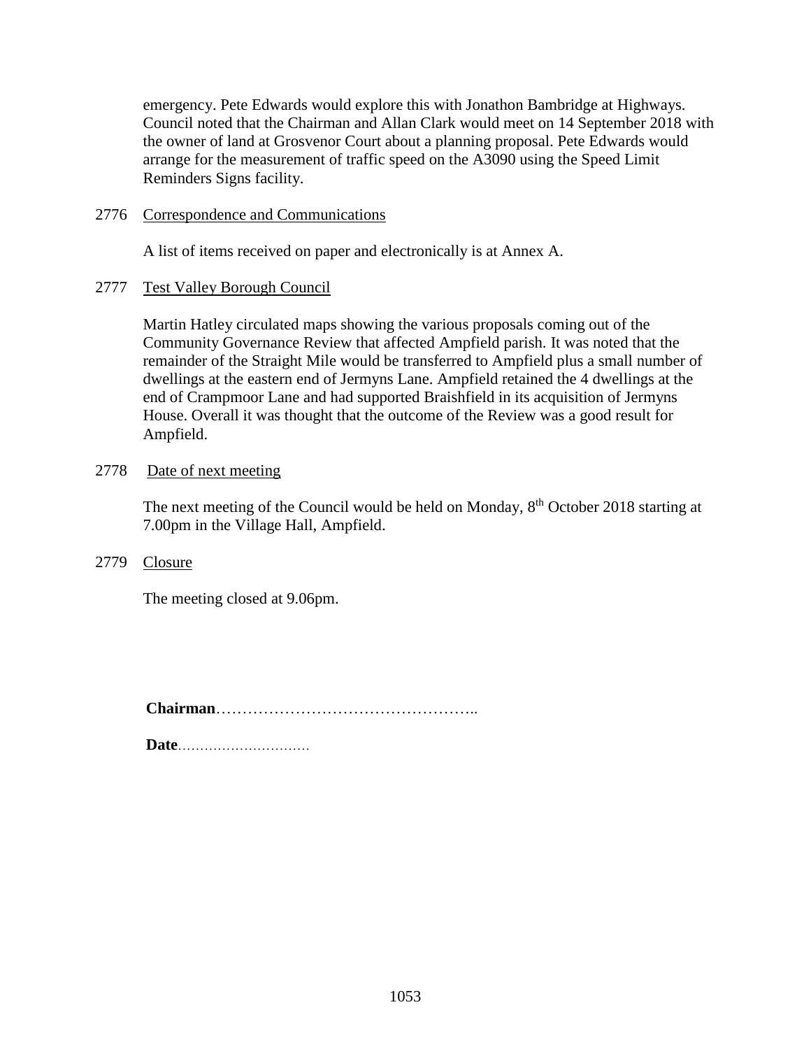emergency. Pete Edwards would explore this with Jonathon Bambridge at Highways. Council noted that the Chairman and Allan Clark would meet on 14 September 2018 with the owner of land at Grosvenor Court about a planning proposal. Pete Edwards would arrange for the measurement of traffic speed on the A3090 using the Speed Limit Reminders Signs facility.

2776 Correspondence and Communications

A list of items received on paper and electronically is at Annex A.

2777 Test Valley Borough Council

Martin Hatley circulated maps showing the various proposals coming out of the Community Governance Review that affected Ampfield parish. It was noted that the remainder of the Straight Mile would be transferred to Ampfield plus a small number of dwellings at the eastern end of Jermyns Lane. Ampfield retained the 4 dwellings at the end of Crampmoor Lane and had supported Braishfield in its acquisition of Jermyns House. Overall it was thought that the outcome of the Review was a good result for Ampfield.

2778 Date of next meeting

The next meeting of the Council would be held on Monday, 8th October 2018 starting at 7.00pm in the Village Hall, Ampfield.

2779 Closure

The meeting closed at 9.06pm.

**Chairman**…………………………………………..

**Date**…………………………